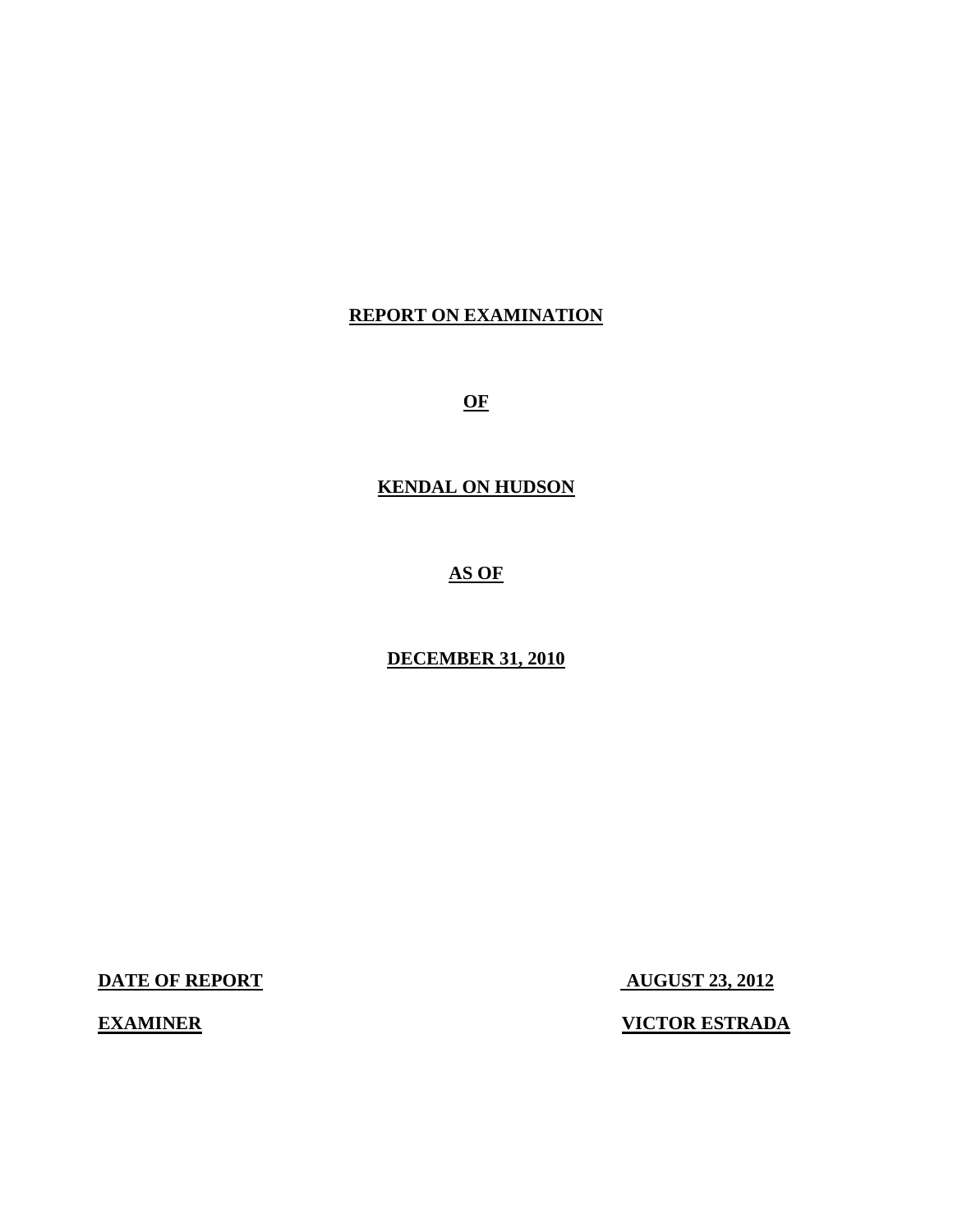**REPORT ON EXAMINATION**

**OF**

**KENDAL ON HUDSON**

**AS OF**

**DECEMBER 31, 2010**

**DATE OF REPORT** **AUGUST 23, 2012**

**EXAMINER** **VICTOR ESTRADA**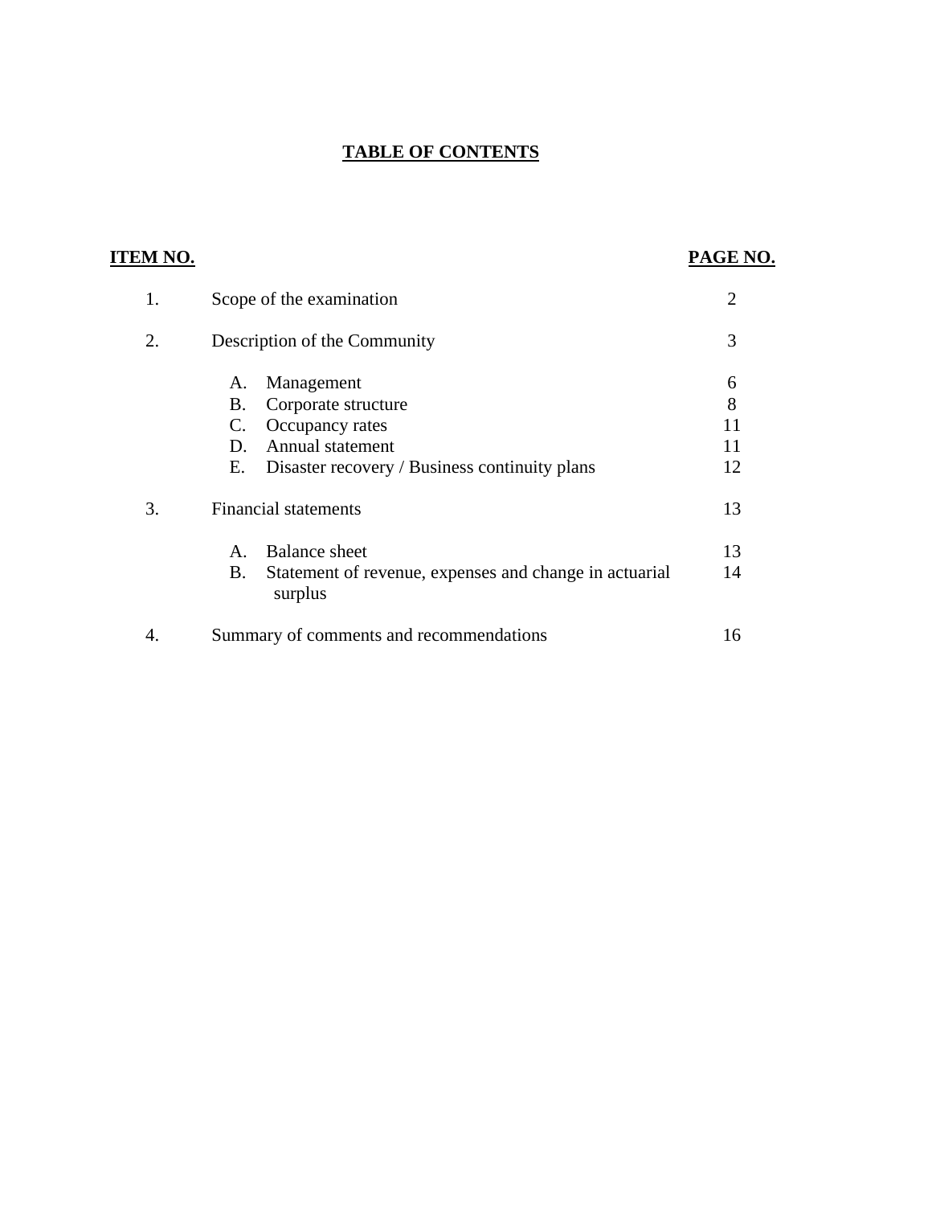# TABLE OF CONTENTS

| ITEM NO. | | PAGE NO. |
|---|---|---|
| 1. | Scope of the examination | 2 |
| 2. | Description of the Community | 3 |
| | A. Management | 6 |
| | B. Corporate structure | 8 |
| | C. Occupancy rates | 11 |
| | D. Annual statement | 11 |
| | E. Disaster recovery / Business continuity plans | 12 |
| 3. | Financial statements | 13 |
| | A. Balance sheet | 13 |
| | B. Statement of revenue, expenses and change in actuarial surplus | 14 |
| 4. | Summary of comments and recommendations | 16 |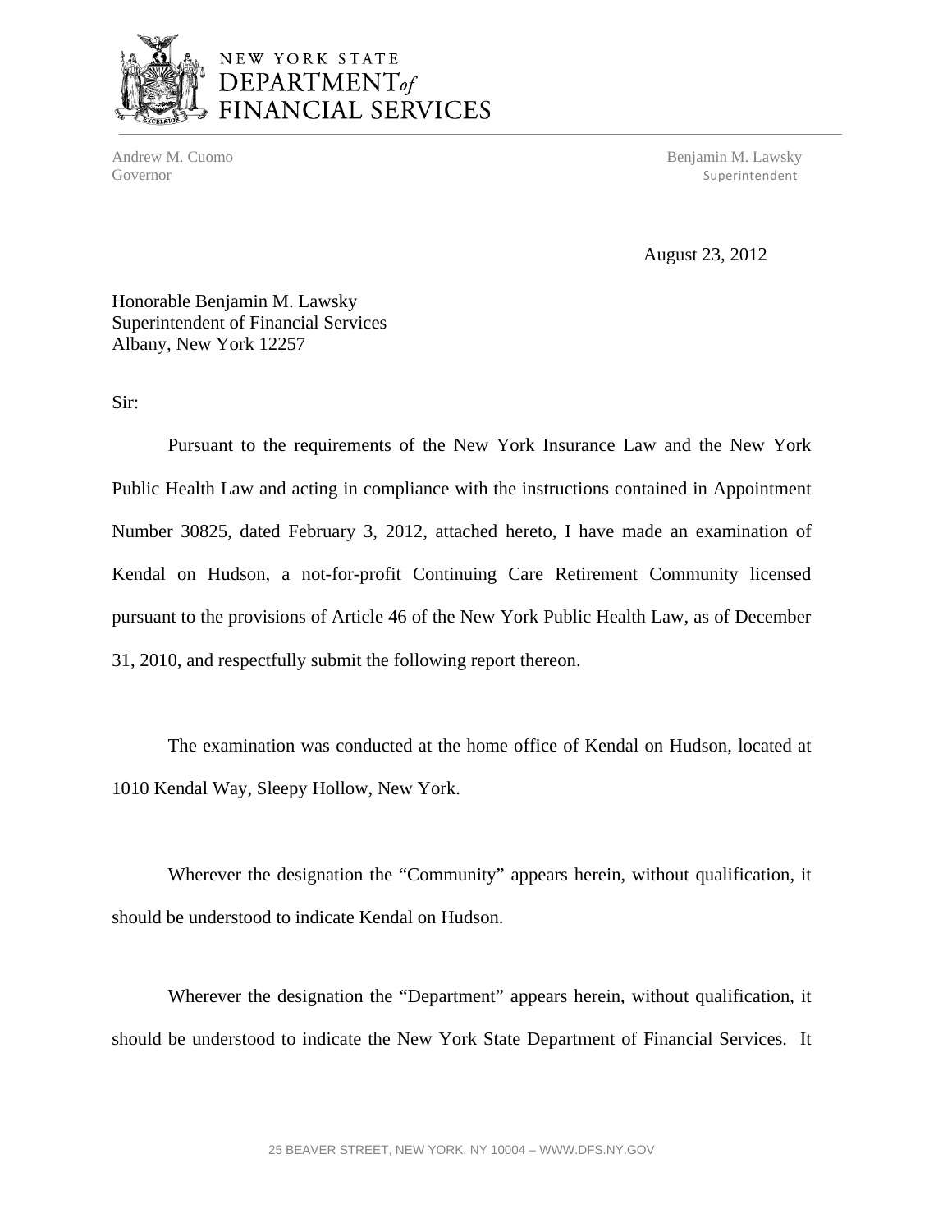NEW YORK STATE
DEPARTMENT *of*
FINANCIAL SERVICES

Andrew M. Cuomo
Governor

Benjamin M. Lawsky
Superintendent

August 23, 2012

Honorable Benjamin M. Lawsky
Superintendent of Financial Services
Albany, New York 12257

Sir:

Pursuant to the requirements of the New York Insurance Law and the New York Public Health Law and acting in compliance with the instructions contained in Appointment Number 30825, dated February 3, 2012, attached hereto, I have made an examination of Kendal on Hudson, a not-for-profit Continuing Care Retirement Community licensed pursuant to the provisions of Article 46 of the New York Public Health Law, as of December 31, 2010, and respectfully submit the following report thereon.

The examination was conducted at the home office of Kendal on Hudson, located at 1010 Kendal Way, Sleepy Hollow, New York.

Wherever the designation the "Community" appears herein, without qualification, it should be understood to indicate Kendal on Hudson.

Wherever the designation the "Department" appears herein, without qualification, it should be understood to indicate the New York State Department of Financial Services. It

25 BEAVER STREET, NEW YORK, NY 10004 – WWW.DFS.NY.GOV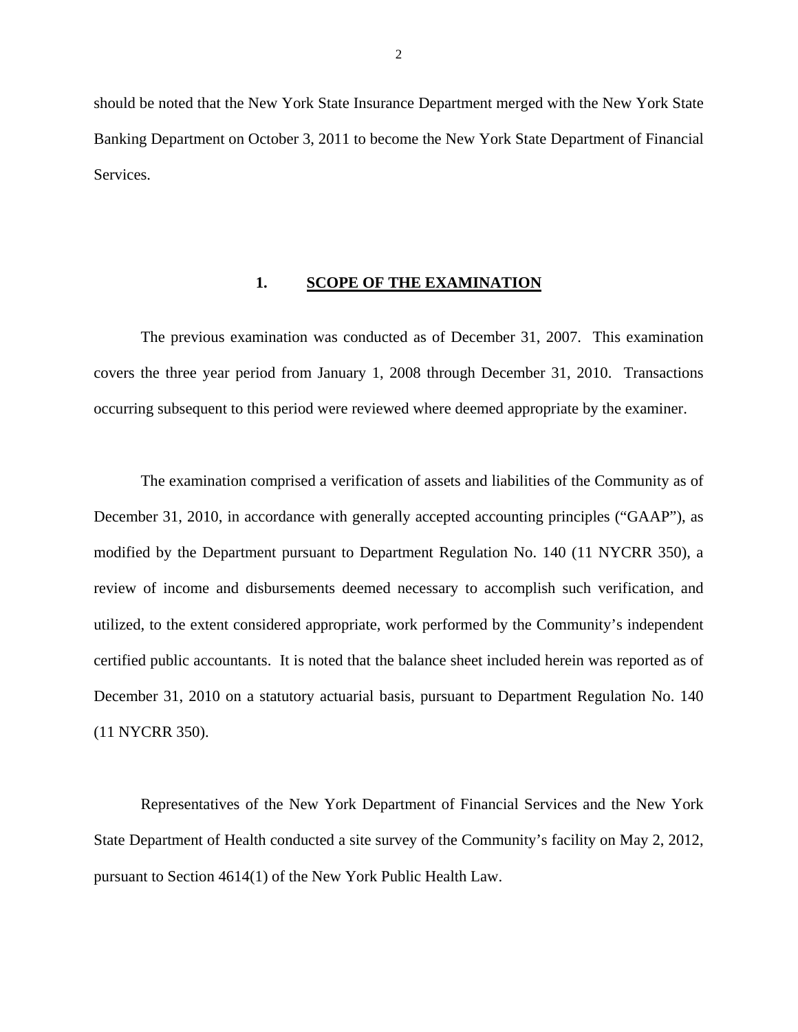should be noted that the New York State Insurance Department merged with the New York State Banking Department on October 3, 2011 to become the New York State Department of Financial Services.

## 1. SCOPE OF THE EXAMINATION

The previous examination was conducted as of December 31, 2007. This examination covers the three year period from January 1, 2008 through December 31, 2010. Transactions occurring subsequent to this period were reviewed where deemed appropriate by the examiner.

The examination comprised a verification of assets and liabilities of the Community as of December 31, 2010, in accordance with generally accepted accounting principles ("GAAP"), as modified by the Department pursuant to Department Regulation No. 140 (11 NYCRR 350), a review of income and disbursements deemed necessary to accomplish such verification, and utilized, to the extent considered appropriate, work performed by the Community's independent certified public accountants. It is noted that the balance sheet included herein was reported as of December 31, 2010 on a statutory actuarial basis, pursuant to Department Regulation No. 140 (11 NYCRR 350).

Representatives of the New York Department of Financial Services and the New York State Department of Health conducted a site survey of the Community's facility on May 2, 2012, pursuant to Section 4614(1) of the New York Public Health Law.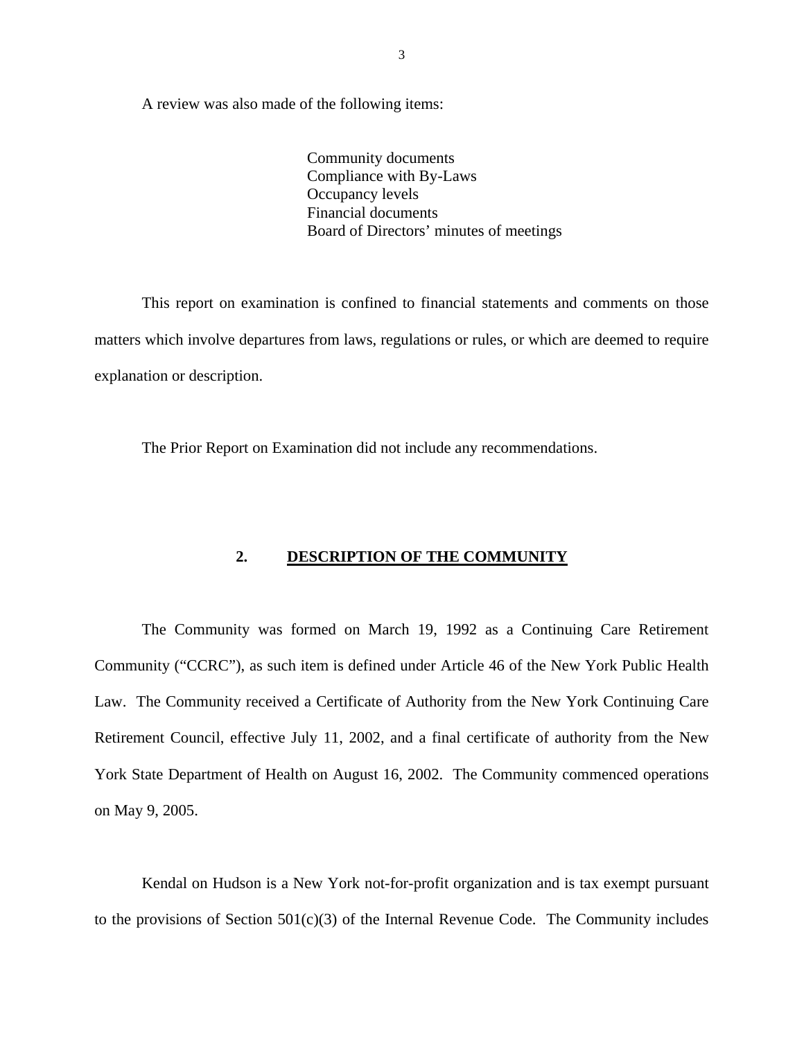A review was also made of the following items:

- Community documents
- Compliance with By-Laws
- Occupancy levels
- Financial documents
- Board of Directors' minutes of meetings

This report on examination is confined to financial statements and comments on those matters which involve departures from laws, regulations or rules, or which are deemed to require explanation or description.

The Prior Report on Examination did not include any recommendations.

## 2. DESCRIPTION OF THE COMMUNITY

The Community was formed on March 19, 1992 as a Continuing Care Retirement Community ("CCRC"), as such item is defined under Article 46 of the New York Public Health Law. The Community received a Certificate of Authority from the New York Continuing Care Retirement Council, effective July 11, 2002, and a final certificate of authority from the New York State Department of Health on August 16, 2002. The Community commenced operations on May 9, 2005.

Kendal on Hudson is a New York not-for-profit organization and is tax exempt pursuant to the provisions of Section 501(c)(3) of the Internal Revenue Code. The Community includes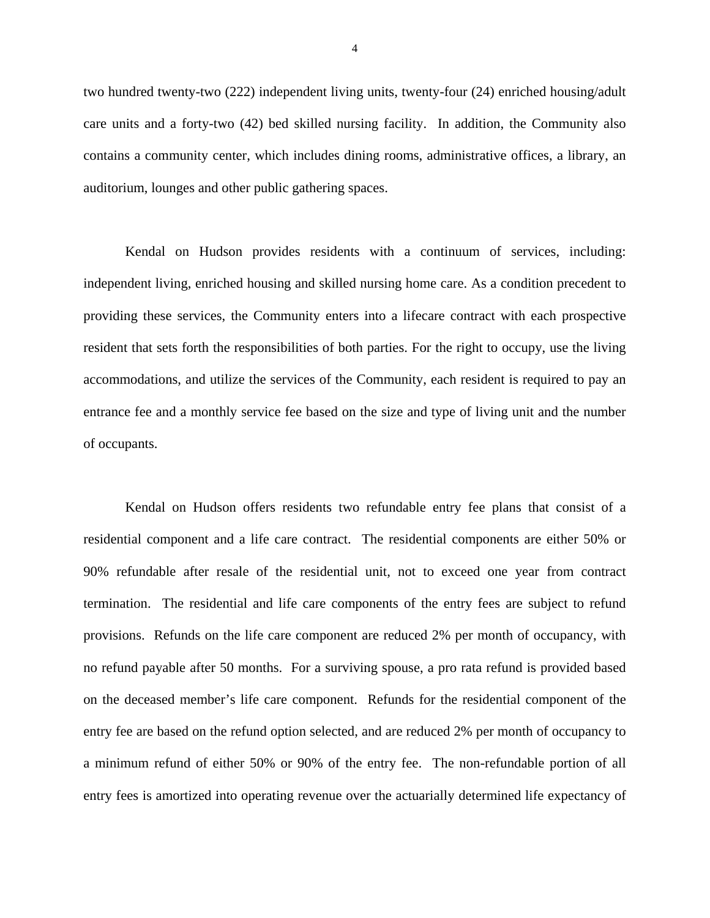two hundred twenty-two (222) independent living units, twenty-four (24) enriched housing/adult care units and a forty-two (42) bed skilled nursing facility. In addition, the Community also contains a community center, which includes dining rooms, administrative offices, a library, an auditorium, lounges and other public gathering spaces.

Kendal on Hudson provides residents with a continuum of services, including: independent living, enriched housing and skilled nursing home care. As a condition precedent to providing these services, the Community enters into a lifecare contract with each prospective resident that sets forth the responsibilities of both parties. For the right to occupy, use the living accommodations, and utilize the services of the Community, each resident is required to pay an entrance fee and a monthly service fee based on the size and type of living unit and the number of occupants.

Kendal on Hudson offers residents two refundable entry fee plans that consist of a residential component and a life care contract. The residential components are either 50% or 90% refundable after resale of the residential unit, not to exceed one year from contract termination. The residential and life care components of the entry fees are subject to refund provisions. Refunds on the life care component are reduced 2% per month of occupancy, with no refund payable after 50 months. For a surviving spouse, a pro rata refund is provided based on the deceased member's life care component. Refunds for the residential component of the entry fee are based on the refund option selected, and are reduced 2% per month of occupancy to a minimum refund of either 50% or 90% of the entry fee. The non-refundable portion of all entry fees is amortized into operating revenue over the actuarially determined life expectancy of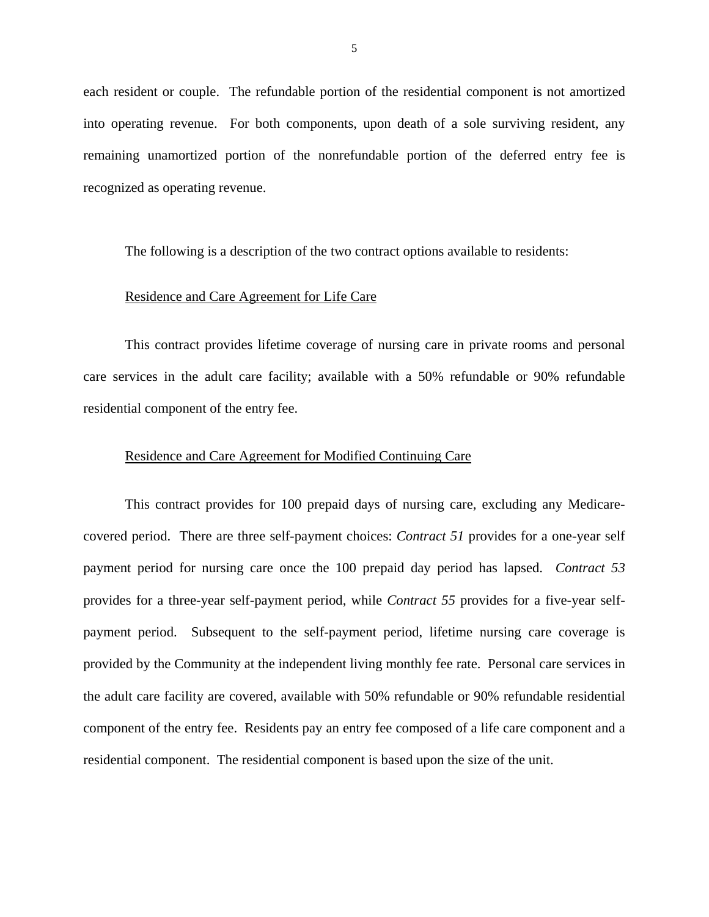each resident or couple. The refundable portion of the residential component is not amortized into operating revenue. For both components, upon death of a sole surviving resident, any remaining unamortized portion of the nonrefundable portion of the deferred entry fee is recognized as operating revenue.

The following is a description of the two contract options available to residents:

Residence and Care Agreement for Life Care

This contract provides lifetime coverage of nursing care in private rooms and personal care services in the adult care facility; available with a 50% refundable or 90% refundable residential component of the entry fee.

Residence and Care Agreement for Modified Continuing Care

This contract provides for 100 prepaid days of nursing care, excluding any Medicare-covered period. There are three self-payment choices: *Contract 51* provides for a one-year self payment period for nursing care once the 100 prepaid day period has lapsed. *Contract 53* provides for a three-year self-payment period, while *Contract 55* provides for a five-year self-payment period. Subsequent to the self-payment period, lifetime nursing care coverage is provided by the Community at the independent living monthly fee rate. Personal care services in the adult care facility are covered, available with 50% refundable or 90% refundable residential component of the entry fee. Residents pay an entry fee composed of a life care component and a residential component. The residential component is based upon the size of the unit.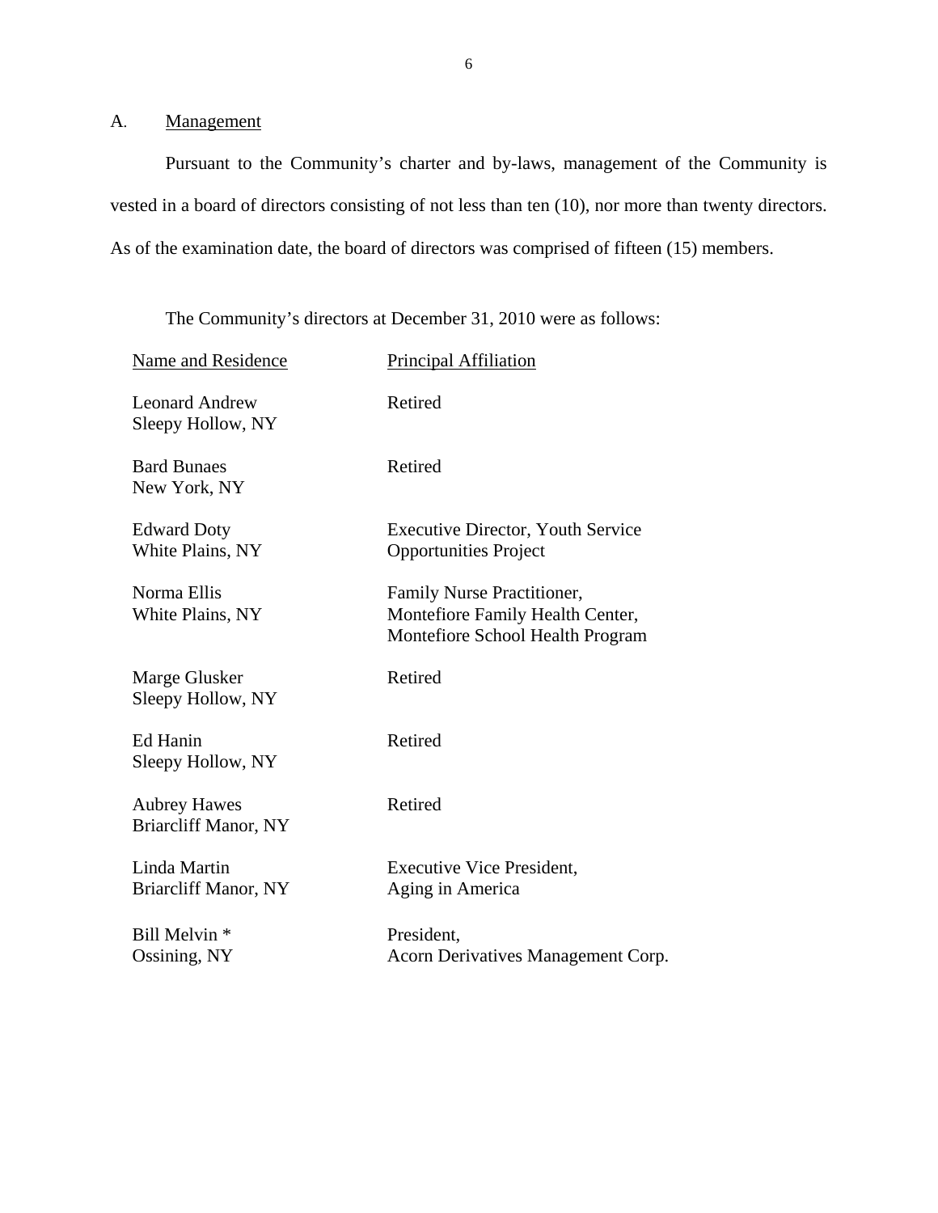## A. Management

Pursuant to the Community's charter and by-laws, management of the Community is vested in a board of directors consisting of not less than ten (10), nor more than twenty directors. As of the examination date, the board of directors was comprised of fifteen (15) members.

The Community's directors at December 31, 2010 were as follows:

| Name and Residence | Principal Affiliation |
| --- | --- |
| Leonard Andrew<br>Sleepy Hollow, NY | Retired |
| Bard Bunaes<br>New York, NY | Retired |
| Edward Doty<br>White Plains, NY | Executive Director, Youth Service Opportunities Project |
| Norma Ellis<br>White Plains, NY | Family Nurse Practitioner, Montefiore Family Health Center, Montefiore School Health Program |
| Marge Glusker<br>Sleepy Hollow, NY | Retired |
| Ed Hanin<br>Sleepy Hollow, NY | Retired |
| Aubrey Hawes<br>Briarcliff Manor, NY | Retired |
| Linda Martin<br>Briarcliff Manor, NY | Executive Vice President, Aging in America |
| Bill Melvin *<br>Ossining, NY | President, Acorn Derivatives Management Corp. |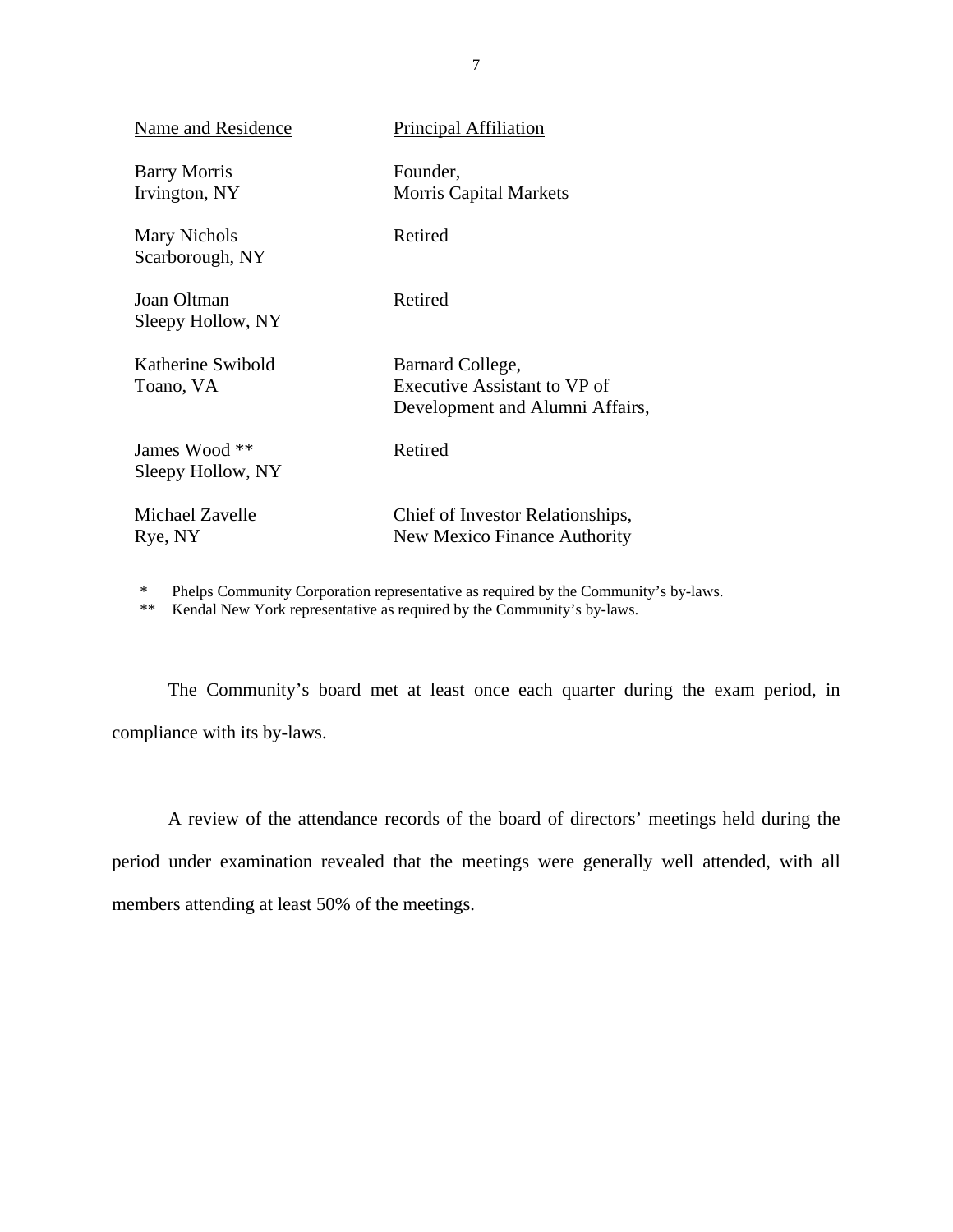| Name and Residence | Principal Affiliation |
|---|---|
| Barry Morris<br>Irvington, NY | Founder,<br>Morris Capital Markets |
| Mary Nichols<br>Scarborough, NY | Retired |
| Joan Oltman<br>Sleepy Hollow, NY | Retired |
| Katherine Swibold<br>Toano, VA | Barnard College,<br>Executive Assistant to VP of<br>Development and Alumni Affairs, |
| James Wood **<br>Sleepy Hollow, NY | Retired |
| Michael Zavelle<br>Rye, NY | Chief of Investor Relationships,<br>New Mexico Finance Authority |

\* Phelps Community Corporation representative as required by the Community's by-laws.
** Kendal New York representative as required by the Community's by-laws.

The Community's board met at least once each quarter during the exam period, in compliance with its by-laws.

A review of the attendance records of the board of directors' meetings held during the period under examination revealed that the meetings were generally well attended, with all members attending at least 50% of the meetings.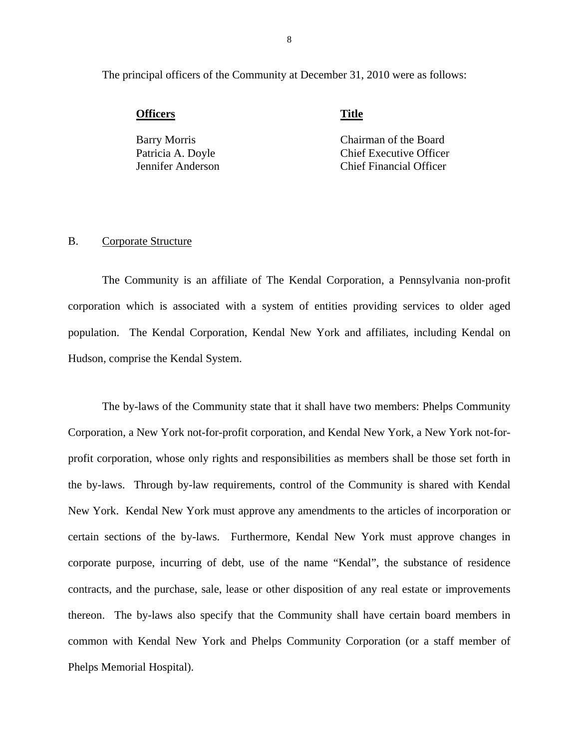The principal officers of the Community at December 31, 2010 were as follows:

| Officers | Title |
|---|---|
| Barry Morris | Chairman of the Board |
| Patricia A. Doyle | Chief Executive Officer |
| Jennifer Anderson | Chief Financial Officer |

## B. Corporate Structure

The Community is an affiliate of The Kendal Corporation, a Pennsylvania non-profit corporation which is associated with a system of entities providing services to older aged population. The Kendal Corporation, Kendal New York and affiliates, including Kendal on Hudson, comprise the Kendal System.

The by-laws of the Community state that it shall have two members: Phelps Community Corporation, a New York not-for-profit corporation, and Kendal New York, a New York not-for-profit corporation, whose only rights and responsibilities as members shall be those set forth in the by-laws. Through by-law requirements, control of the Community is shared with Kendal New York. Kendal New York must approve any amendments to the articles of incorporation or certain sections of the by-laws. Furthermore, Kendal New York must approve changes in corporate purpose, incurring of debt, use of the name "Kendal", the substance of residence contracts, and the purchase, sale, lease or other disposition of any real estate or improvements thereon. The by-laws also specify that the Community shall have certain board members in common with Kendal New York and Phelps Community Corporation (or a staff member of Phelps Memorial Hospital).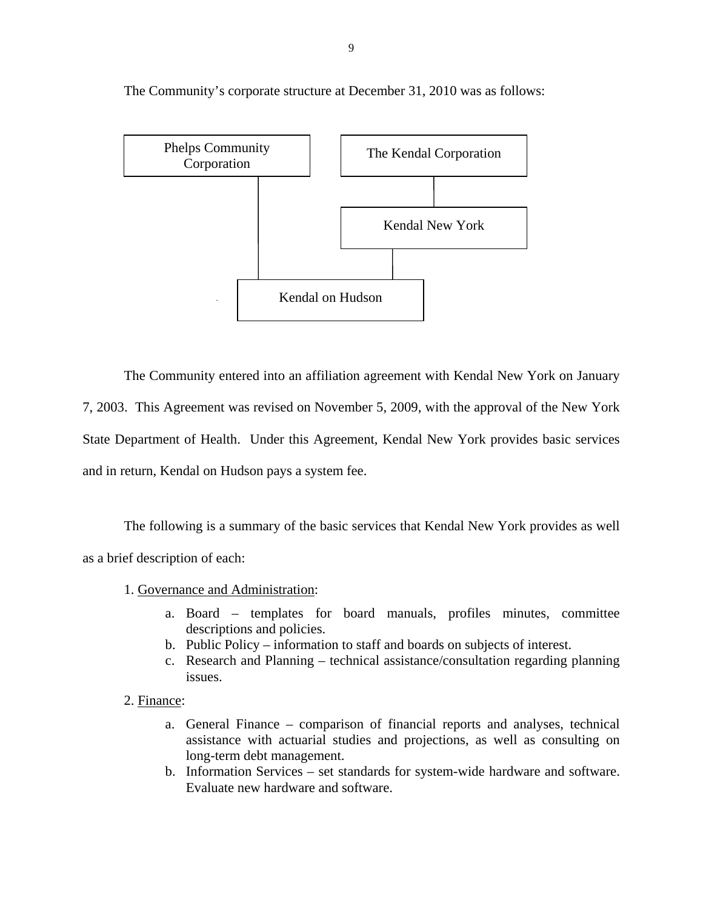The Community's corporate structure at December 31, 2010 was as follows:

Phelps Community Corporation

The Kendal Corporation

Kendal New York

Kendal on Hudson

The Community entered into an affiliation agreement with Kendal New York on January 7, 2003. This Agreement was revised on November 5, 2009, with the approval of the New York State Department of Health. Under this Agreement, Kendal New York provides basic services and in return, Kendal on Hudson pays a system fee.

The following is a summary of the basic services that Kendal New York provides as well as a brief description of each:

1. Governance and Administration:
   a. Board – templates for board manuals, profiles minutes, committee descriptions and policies.
   b. Public Policy – information to staff and boards on subjects of interest.
   c. Research and Planning – technical assistance/consultation regarding planning issues.
2. Finance:
   a. General Finance – comparison of financial reports and analyses, technical assistance with actuarial studies and projections, as well as consulting on long-term debt management.
   b. Information Services – set standards for system-wide hardware and software. Evaluate new hardware and software.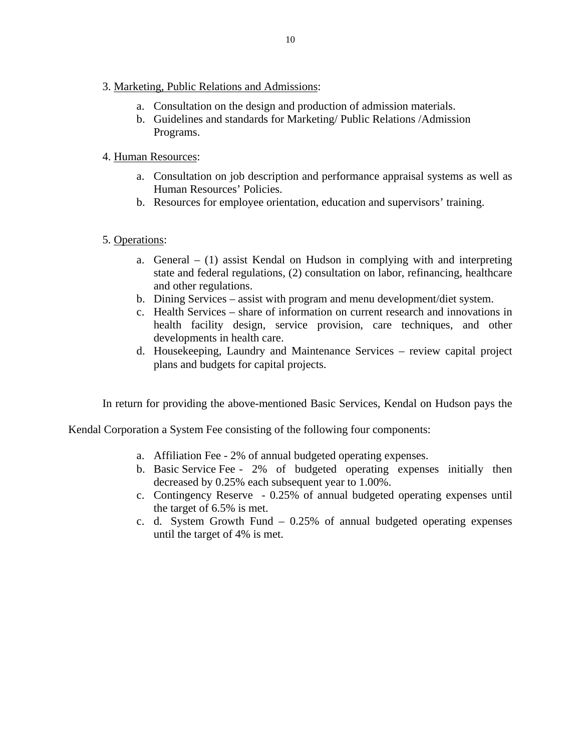3. Marketing, Public Relations and Admissions:

   a. Consultation on the design and production of admission materials.
   b. Guidelines and standards for Marketing/ Public Relations /Admission Programs.

4. Human Resources:

   a. Consultation on job description and performance appraisal systems as well as Human Resources' Policies.
   b. Resources for employee orientation, education and supervisors' training.

5. Operations:

   a. General – (1) assist Kendal on Hudson in complying with and interpreting state and federal regulations, (2) consultation on labor, refinancing, healthcare and other regulations.
   b. Dining Services – assist with program and menu development/diet system.
   c. Health Services – share of information on current research and innovations in health facility design, service provision, care techniques, and other developments in health care.
   d. Housekeeping, Laundry and Maintenance Services – review capital project plans and budgets for capital projects.

In return for providing the above-mentioned Basic Services, Kendal on Hudson pays the Kendal Corporation a System Fee consisting of the following four components:

a. Affiliation Fee - 2% of annual budgeted operating expenses.
b. Basic Service Fee - 2% of budgeted operating expenses initially then decreased by 0.25% each subsequent year to 1.00%.
c. Contingency Reserve - 0.25% of annual budgeted operating expenses until the target of 6.5% is met.
c. d. System Growth Fund – 0.25% of annual budgeted operating expenses until the target of 4% is met.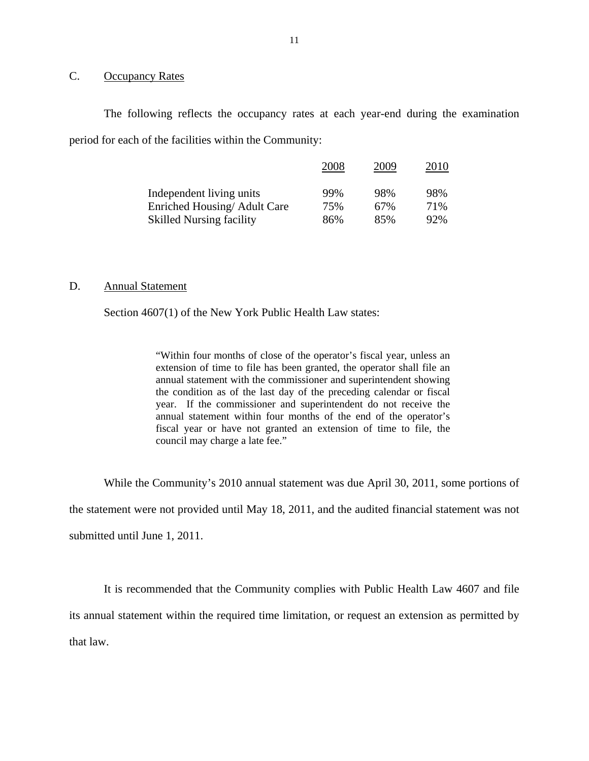## C. Occupancy Rates

The following reflects the occupancy rates at each year-end during the examination period for each of the facilities within the Community:

| | 2008 | 2009 | 2010 |
|---|---|---|---|
| Independent living units | 99% | 98% | 98% |
| Enriched Housing/ Adult Care | 75% | 67% | 71% |
| Skilled Nursing facility | 86% | 85% | 92% |

## D. Annual Statement

Section 4607(1) of the New York Public Health Law states:

> "Within four months of close of the operator's fiscal year, unless an extension of time to file has been granted, the operator shall file an annual statement with the commissioner and superintendent showing the condition as of the last day of the preceding calendar or fiscal year. If the commissioner and superintendent do not receive the annual statement within four months of the end of the operator's fiscal year or have not granted an extension of time to file, the council may charge a late fee."

While the Community's 2010 annual statement was due April 30, 2011, some portions of the statement were not provided until May 18, 2011, and the audited financial statement was not submitted until June 1, 2011.

It is recommended that the Community complies with Public Health Law 4607 and file its annual statement within the required time limitation, or request an extension as permitted by that law.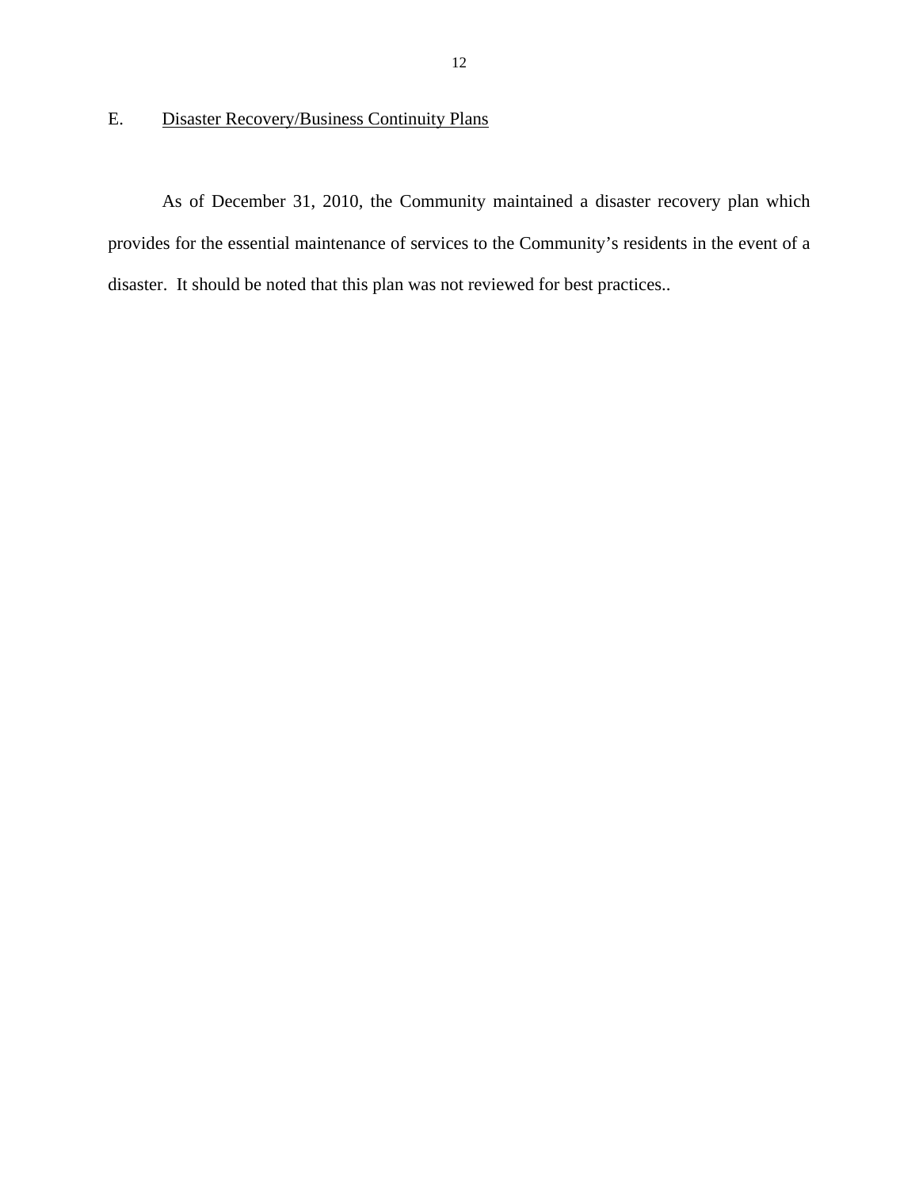## E. Disaster Recovery/Business Continuity Plans

As of December 31, 2010, the Community maintained a disaster recovery plan which provides for the essential maintenance of services to the Community's residents in the event of a disaster. It should be noted that this plan was not reviewed for best practices..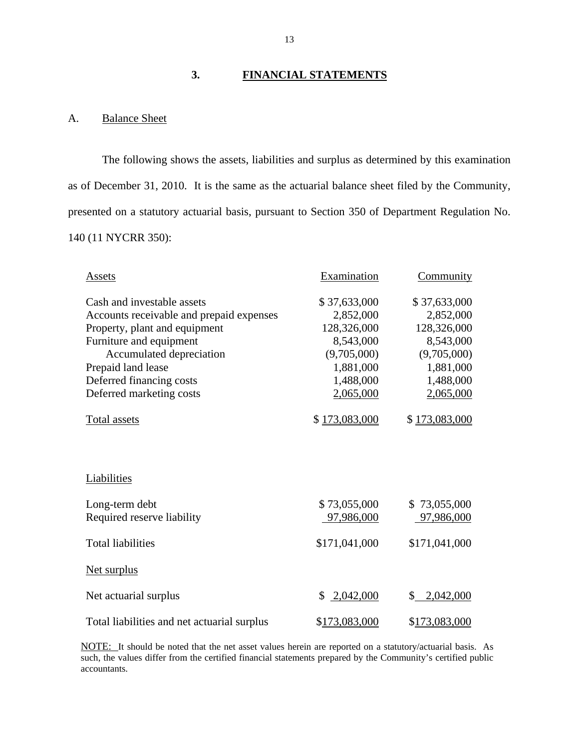## 3. FINANCIAL STATEMENTS

### A. Balance Sheet

The following shows the assets, liabilities and surplus as determined by this examination as of December 31, 2010. It is the same as the actuarial balance sheet filed by the Community, presented on a statutory actuarial basis, pursuant to Section 350 of Department Regulation No. 140 (11 NYCRR 350):

| Assets | Examination | Community |
|---|---|---|
| Cash and investable assets | $ 37,633,000 | $ 37,633,000 |
| Accounts receivable and prepaid expenses | 2,852,000 | 2,852,000 |
| Property, plant and equipment | 128,326,000 | 128,326,000 |
| Furniture and equipment | 8,543,000 | 8,543,000 |
| Accumulated depreciation | (9,705,000) | (9,705,000) |
| Prepaid land lease | 1,881,000 | 1,881,000 |
| Deferred financing costs | 1,488,000 | 1,488,000 |
| Deferred marketing costs | 2,065,000 | 2,065,000 |
| Total assets | $ 173,083,000 | $ 173,083,000 |

| Liabilities | Examination | Community |
|---|---|---|
| Long-term debt | $ 73,055,000 | $ 73,055,000 |
| Required reserve liability | 97,986,000 | 97,986,000 |
| Total liabilities | $171,041,000 | $171,041,000 |
| Net surplus | | |
| Net actuarial surplus | $ 2,042,000 | $ 2,042,000 |
| Total liabilities and net actuarial surplus | $173,083,000 | $173,083,000 |

NOTE: It should be noted that the net asset values herein are reported on a statutory/actuarial basis. As such, the values differ from the certified financial statements prepared by the Community's certified public accountants.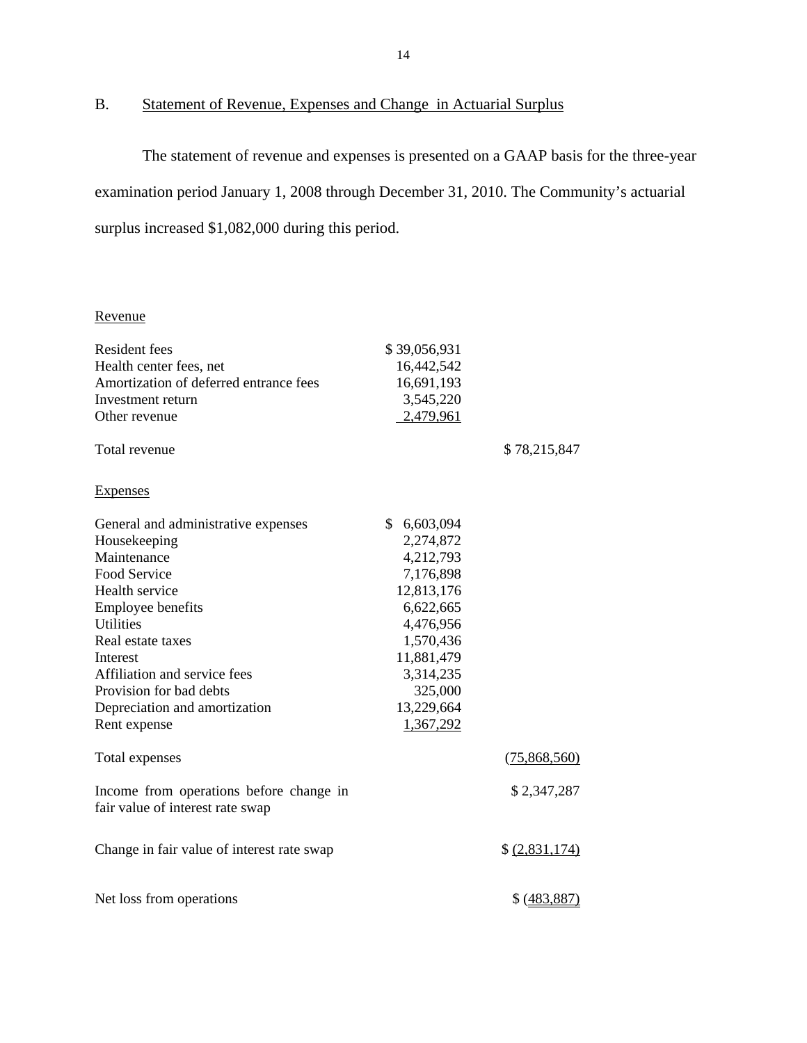## B. Statement of Revenue, Expenses and Change in Actuarial Surplus

The statement of revenue and expenses is presented on a GAAP basis for the three-year examination period January 1, 2008 through December 31, 2010. The Community's actuarial surplus increased $1,082,000 during this period.

| | | |
|---|---|---|
| Revenue | | |
| Resident fees | $ 39,056,931 | |
| Health center fees, net | 16,442,542 | |
| Amortization of deferred entrance fees | 16,691,193 | |
| Investment return | 3,545,220 | |
| Other revenue | 2,479,961 | |
| Total revenue | | $ 78,215,847 |
| Expenses | | |
| General and administrative expenses | $ 6,603,094 | |
| Housekeeping | 2,274,872 | |
| Maintenance | 4,212,793 | |
| Food Service | 7,176,898 | |
| Health service | 12,813,176 | |
| Employee benefits | 6,622,665 | |
| Utilities | 4,476,956 | |
| Real estate taxes | 1,570,436 | |
| Interest | 11,881,479 | |
| Affiliation and service fees | 3,314,235 | |
| Provision for bad debts | 325,000 | |
| Depreciation and amortization | 13,229,664 | |
| Rent expense | 1,367,292 | |
| Total expenses | | (75,868,560) |
| Income from operations before change in fair value of interest rate swap | | $ 2,347,287 |
| Change in fair value of interest rate swap | | $ (2,831,174) |
| Net loss from operations | | $ (483,887) |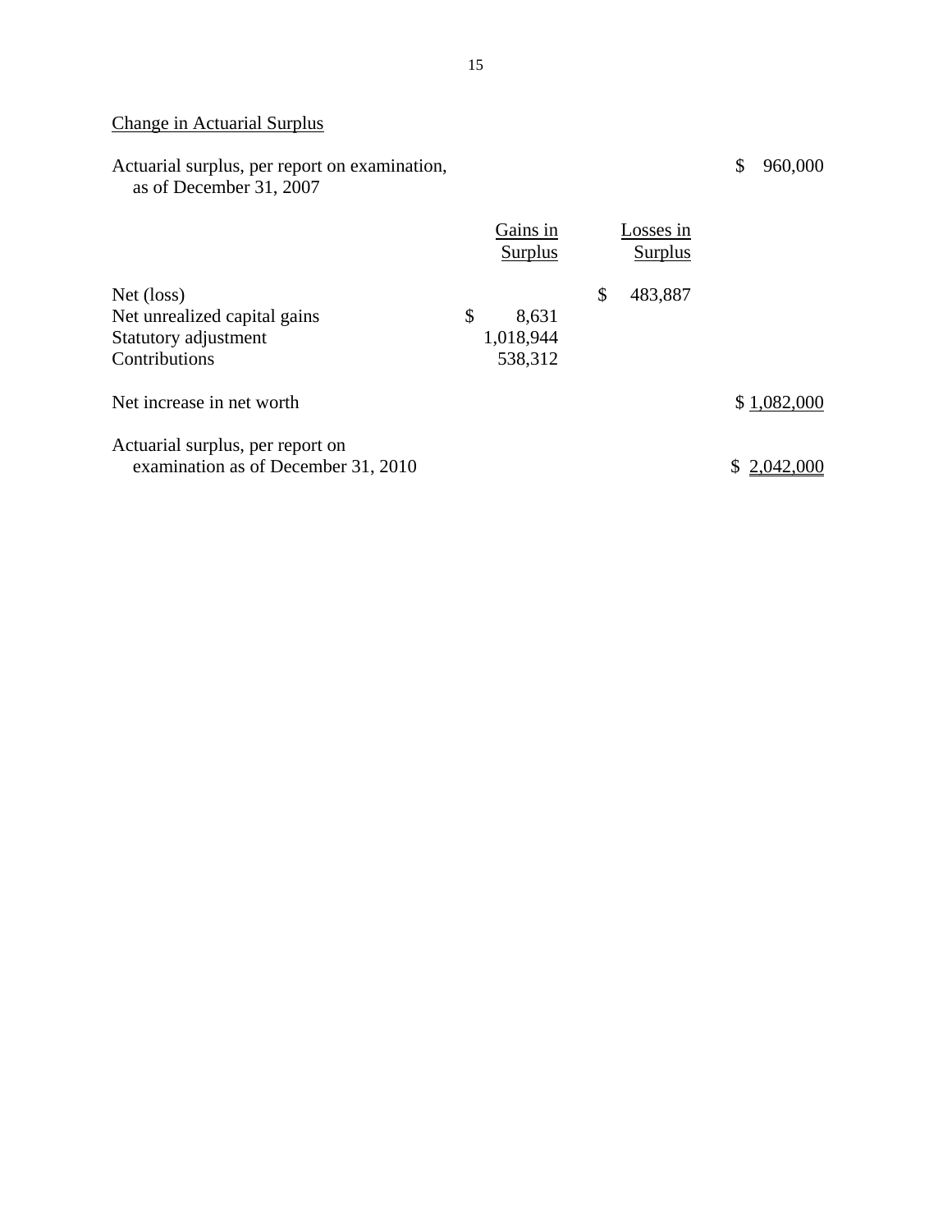## Change in Actuarial Surplus

| | Gains in Surplus | Losses in Surplus | |
|---|---|---|---|
| Actuarial surplus, per report on examination, as of December 31, 2007 | | | $ 960,000 |
| Net (loss) | | $ 483,887 | |
| Net unrealized capital gains | $ 8,631 | | |
| Statutory adjustment | 1,018,944 | | |
| Contributions | 538,312 | | |
| Net increase in net worth | | | $ 1,082,000 |
| Actuarial surplus, per report on examination as of December 31, 2010 | | | $ 2,042,000 |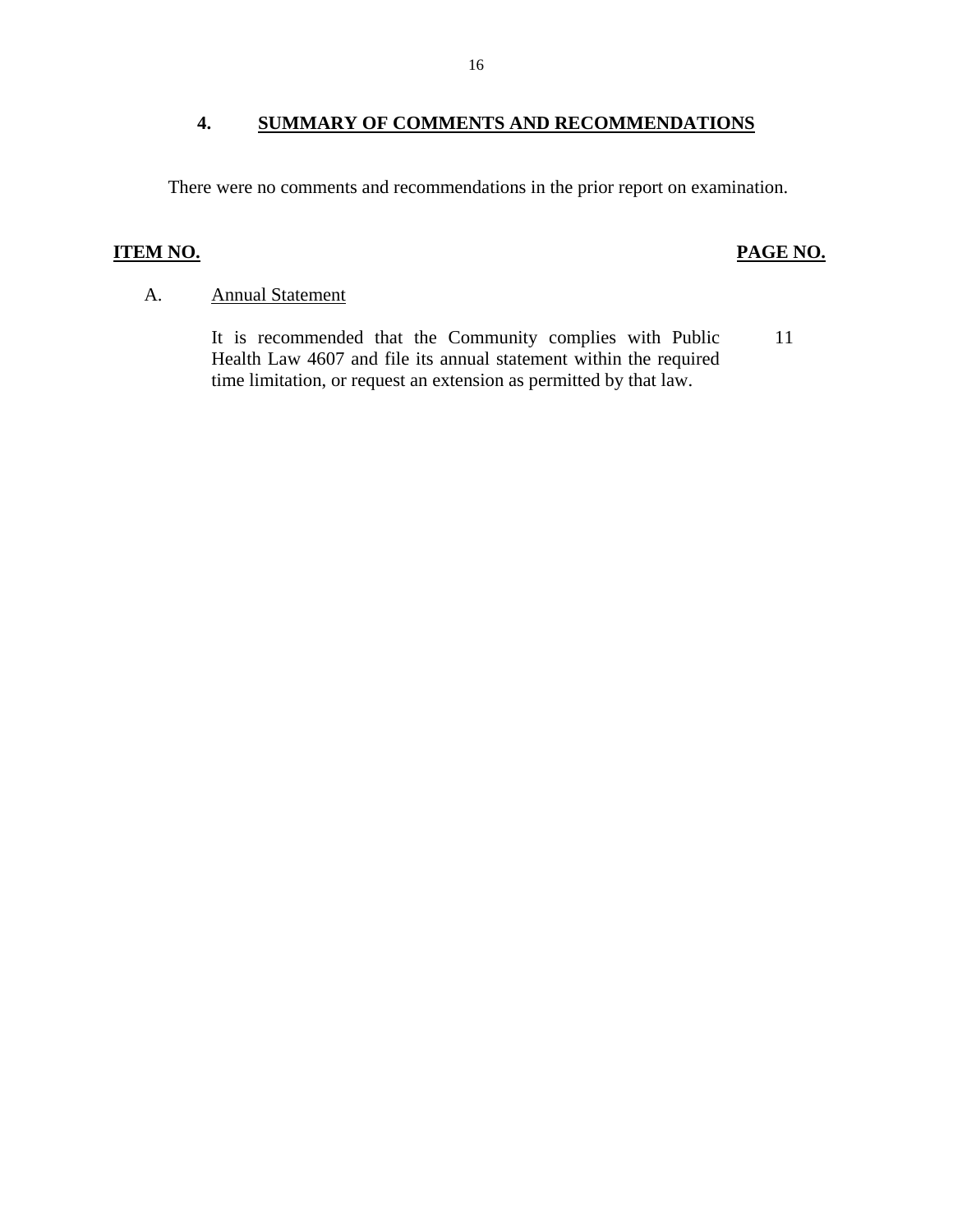## 4. SUMMARY OF COMMENTS AND RECOMMENDATIONS

There were no comments and recommendations in the prior report on examination.

| ITEM NO. | | PAGE NO. |
|---|---|---|
| A. | Annual Statement | |
| | It is recommended that the Community complies with Public Health Law 4607 and file its annual statement within the required time limitation, or request an extension as permitted by that law. | 11 |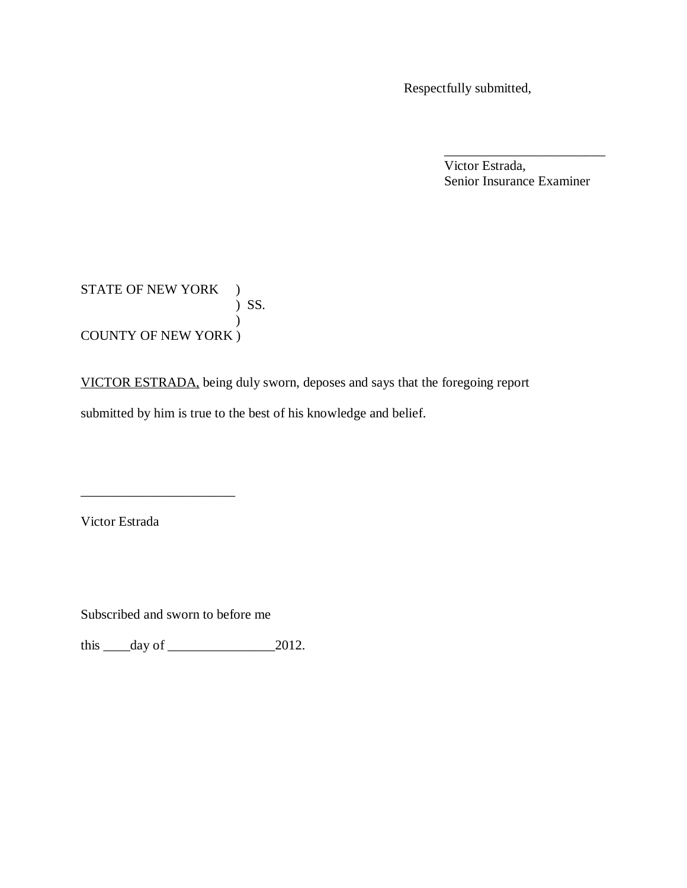Respectfully submitted,

_______________________
Victor Estrada,
Senior Insurance Examiner

STATE OF NEW YORK )
) SS.
)
COUNTY OF NEW YORK )

<u>VICTOR ESTRADA,</u> being duly sworn, deposes and says that the foregoing report submitted by him is true to the best of his knowledge and belief.

_______________________
Victor Estrada

Subscribed and sworn to before me

this ____day of ________________2012.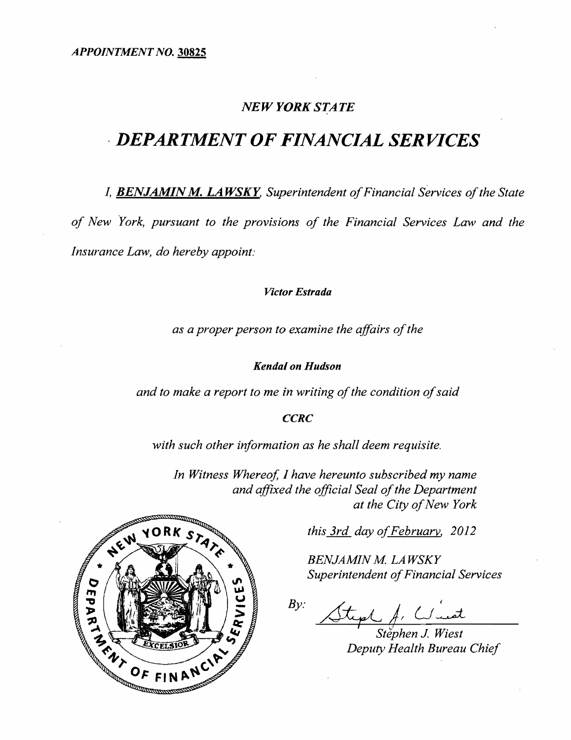*APPOINTMENT NO.* **30825**

# *NEW YORK STATE*

# *DEPARTMENT OF FINANCIAL SERVICES*

*I,* ***BENJAMIN M. LAWSKY****, Superintendent of Financial Services of the State of New York, pursuant to the provisions of the Financial Services Law and the Insurance Law, do hereby appoint:*

***Victor Estrada***

*as a proper person to examine the affairs of the*

***Kendal on Hudson***

*and to make a report to me in writing of the condition of said*

***CCRC***

*with such other information as he shall deem requisite.*

*In Witness Whereof, I have hereunto subscribed my name and affixed the official Seal of the Department at the City of New York*

*this 3rd day of February, 2012*

*BENJAMIN M. LAWSKY*
*Superintendent of Financial Services*

*By:*

*Stephen J. Wiest*
*Deputy Health Bureau Chief*